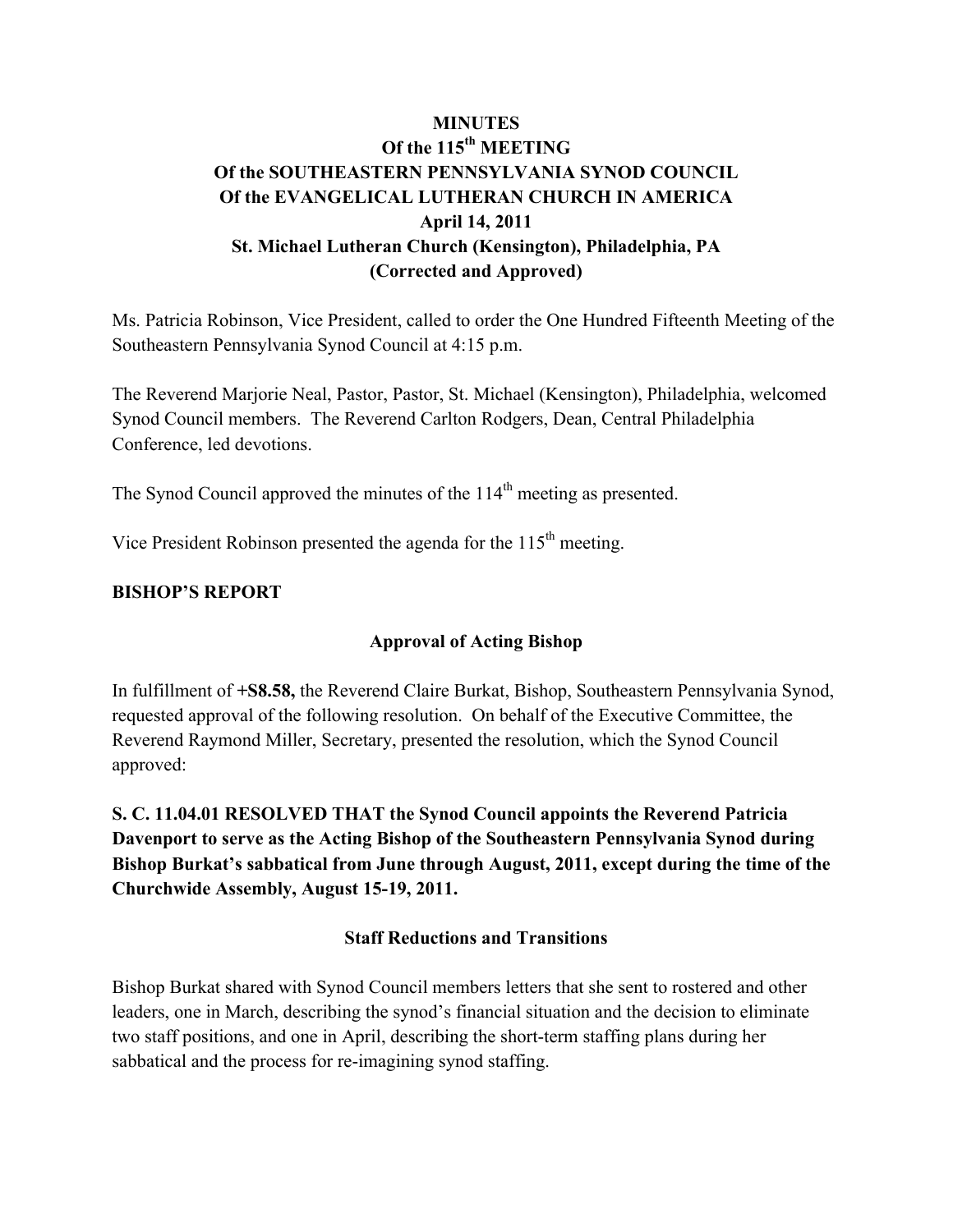# MINUTES
## Of the 115th MEETING
## Of the SOUTHEASTERN PENNSYLVANIA SYNOD COUNCIL
## Of the EVANGELICAL LUTHERAN CHURCH IN AMERICA
## April 14, 2011
## St. Michael Lutheran Church (Kensington), Philadelphia, PA
## (Corrected and Approved)

Ms. Patricia Robinson, Vice President, called to order the One Hundred Fifteenth Meeting of the Southeastern Pennsylvania Synod Council at 4:15 p.m.

The Reverend Marjorie Neal, Pastor, Pastor, St. Michael (Kensington), Philadelphia, welcomed Synod Council members. The Reverend Carlton Rodgers, Dean, Central Philadelphia Conference, led devotions.

The Synod Council approved the minutes of the 114th meeting as presented.

Vice President Robinson presented the agenda for the 115th meeting.

**BISHOP'S REPORT**

**Approval of Acting Bishop**

In fulfillment of **+S8.58,** the Reverend Claire Burkat, Bishop, Southeastern Pennsylvania Synod, requested approval of the following resolution. On behalf of the Executive Committee, the Reverend Raymond Miller, Secretary, presented the resolution, which the Synod Council approved:

**S. C. 11.04.01 RESOLVED THAT the Synod Council appoints the Reverend Patricia Davenport to serve as the Acting Bishop of the Southeastern Pennsylvania Synod during Bishop Burkat's sabbatical from June through August, 2011, except during the time of the Churchwide Assembly, August 15-19, 2011.**

**Staff Reductions and Transitions**

Bishop Burkat shared with Synod Council members letters that she sent to rostered and other leaders, one in March, describing the synod's financial situation and the decision to eliminate two staff positions, and one in April, describing the short-term staffing plans during her sabbatical and the process for re-imagining synod staffing.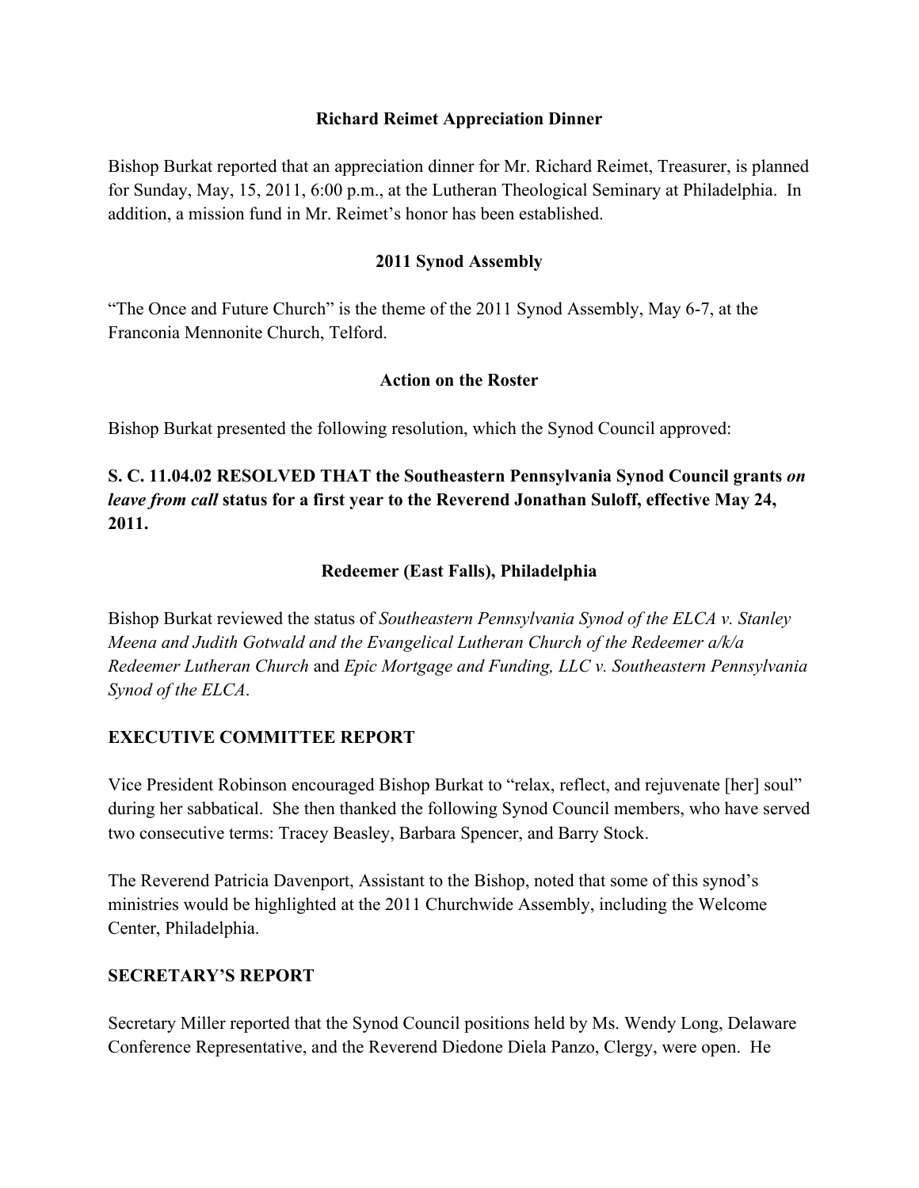### Richard Reimet Appreciation Dinner

Bishop Burkat reported that an appreciation dinner for Mr. Richard Reimet, Treasurer, is planned for Sunday, May, 15, 2011, 6:00 p.m., at the Lutheran Theological Seminary at Philadelphia. In addition, a mission fund in Mr. Reimet's honor has been established.

### 2011 Synod Assembly

"The Once and Future Church" is the theme of the 2011 Synod Assembly, May 6-7, at the Franconia Mennonite Church, Telford.

### Action on the Roster

Bishop Burkat presented the following resolution, which the Synod Council approved:

**S. C. 11.04.02 RESOLVED THAT the Southeastern Pennsylvania Synod Council grants *on leave from call* status for a first year to the Reverend Jonathan Suloff, effective May 24, 2011.**

### Redeemer (East Falls), Philadelphia

Bishop Burkat reviewed the status of *Southeastern Pennsylvania Synod of the ELCA v. Stanley Meena and Judith Gotwald and the Evangelical Lutheran Church of the Redeemer a/k/a Redeemer Lutheran Church* and *Epic Mortgage and Funding, LLC v. Southeastern Pennsylvania Synod of the ELCA*.

## EXECUTIVE COMMITTEE REPORT

Vice President Robinson encouraged Bishop Burkat to "relax, reflect, and rejuvenate [her] soul" during her sabbatical. She then thanked the following Synod Council members, who have served two consecutive terms: Tracey Beasley, Barbara Spencer, and Barry Stock.

The Reverend Patricia Davenport, Assistant to the Bishop, noted that some of this synod's ministries would be highlighted at the 2011 Churchwide Assembly, including the Welcome Center, Philadelphia.

## SECRETARY'S REPORT

Secretary Miller reported that the Synod Council positions held by Ms. Wendy Long, Delaware Conference Representative, and the Reverend Diedone Diela Panzo, Clergy, were open. He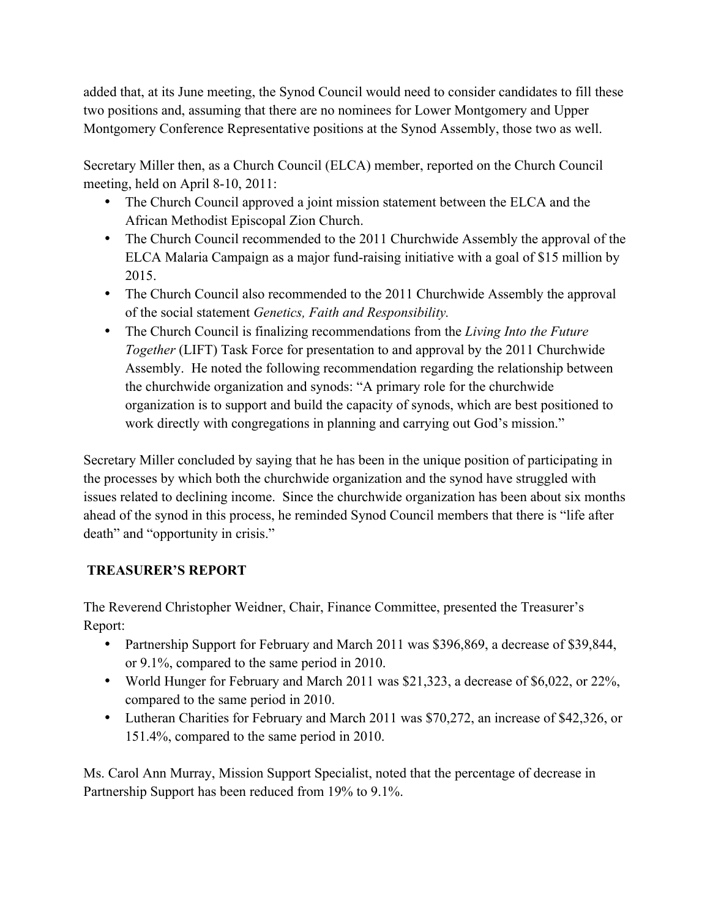added that, at its June meeting, the Synod Council would need to consider candidates to fill these two positions and, assuming that there are no nominees for Lower Montgomery and Upper Montgomery Conference Representative positions at the Synod Assembly, those two as well.

Secretary Miller then, as a Church Council (ELCA) member, reported on the Church Council meeting, held on April 8-10, 2011:

- The Church Council approved a joint mission statement between the ELCA and the African Methodist Episcopal Zion Church.
- The Church Council recommended to the 2011 Churchwide Assembly the approval of the ELCA Malaria Campaign as a major fund-raising initiative with a goal of $15 million by 2015.
- The Church Council also recommended to the 2011 Churchwide Assembly the approval of the social statement *Genetics, Faith and Responsibility.*
- The Church Council is finalizing recommendations from the *Living Into the Future Together* (LIFT) Task Force for presentation to and approval by the 2011 Churchwide Assembly. He noted the following recommendation regarding the relationship between the churchwide organization and synods: "A primary role for the churchwide organization is to support and build the capacity of synods, which are best positioned to work directly with congregations in planning and carrying out God's mission."

Secretary Miller concluded by saying that he has been in the unique position of participating in the processes by which both the churchwide organization and the synod have struggled with issues related to declining income. Since the churchwide organization has been about six months ahead of the synod in this process, he reminded Synod Council members that there is "life after death" and "opportunity in crisis."

## TREASURER'S REPORT

The Reverend Christopher Weidner, Chair, Finance Committee, presented the Treasurer's Report:

- Partnership Support for February and March 2011 was $396,869, a decrease of $39,844, or 9.1%, compared to the same period in 2010.
- World Hunger for February and March 2011 was $21,323, a decrease of $6,022, or 22%, compared to the same period in 2010.
- Lutheran Charities for February and March 2011 was $70,272, an increase of $42,326, or 151.4%, compared to the same period in 2010.

Ms. Carol Ann Murray, Mission Support Specialist, noted that the percentage of decrease in Partnership Support has been reduced from 19% to 9.1%.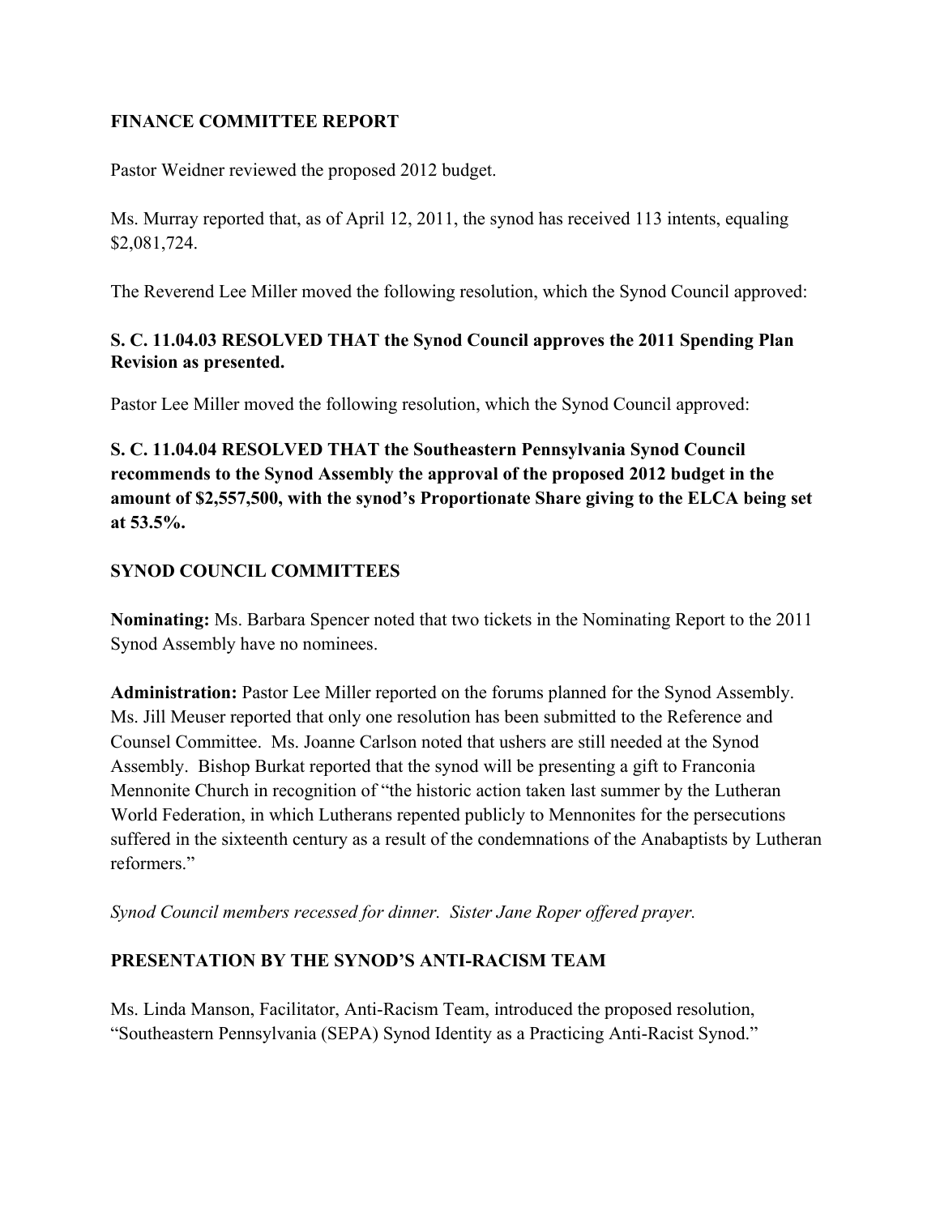## FINANCE COMMITTEE REPORT

Pastor Weidner reviewed the proposed 2012 budget.

Ms. Murray reported that, as of April 12, 2011, the synod has received 113 intents, equaling $2,081,724.

The Reverend Lee Miller moved the following resolution, which the Synod Council approved:

**S. C. 11.04.03 RESOLVED THAT the Synod Council approves the 2011 Spending Plan Revision as presented.**

Pastor Lee Miller moved the following resolution, which the Synod Council approved:

**S. C. 11.04.04 RESOLVED THAT the Southeastern Pennsylvania Synod Council recommends to the Synod Assembly the approval of the proposed 2012 budget in the amount of $2,557,500, with the synod's Proportionate Share giving to the ELCA being set at 53.5%.**

## SYNOD COUNCIL COMMITTEES

**Nominating:** Ms. Barbara Spencer noted that two tickets in the Nominating Report to the 2011 Synod Assembly have no nominees.

**Administration:** Pastor Lee Miller reported on the forums planned for the Synod Assembly. Ms. Jill Meuser reported that only one resolution has been submitted to the Reference and Counsel Committee. Ms. Joanne Carlson noted that ushers are still needed at the Synod Assembly. Bishop Burkat reported that the synod will be presenting a gift to Franconia Mennonite Church in recognition of "the historic action taken last summer by the Lutheran World Federation, in which Lutherans repented publicly to Mennonites for the persecutions suffered in the sixteenth century as a result of the condemnations of the Anabaptists by Lutheran reformers."

*Synod Council members recessed for dinner. Sister Jane Roper offered prayer.*

## PRESENTATION BY THE SYNOD'S ANTI-RACISM TEAM

Ms. Linda Manson, Facilitator, Anti-Racism Team, introduced the proposed resolution, "Southeastern Pennsylvania (SEPA) Synod Identity as a Practicing Anti-Racist Synod."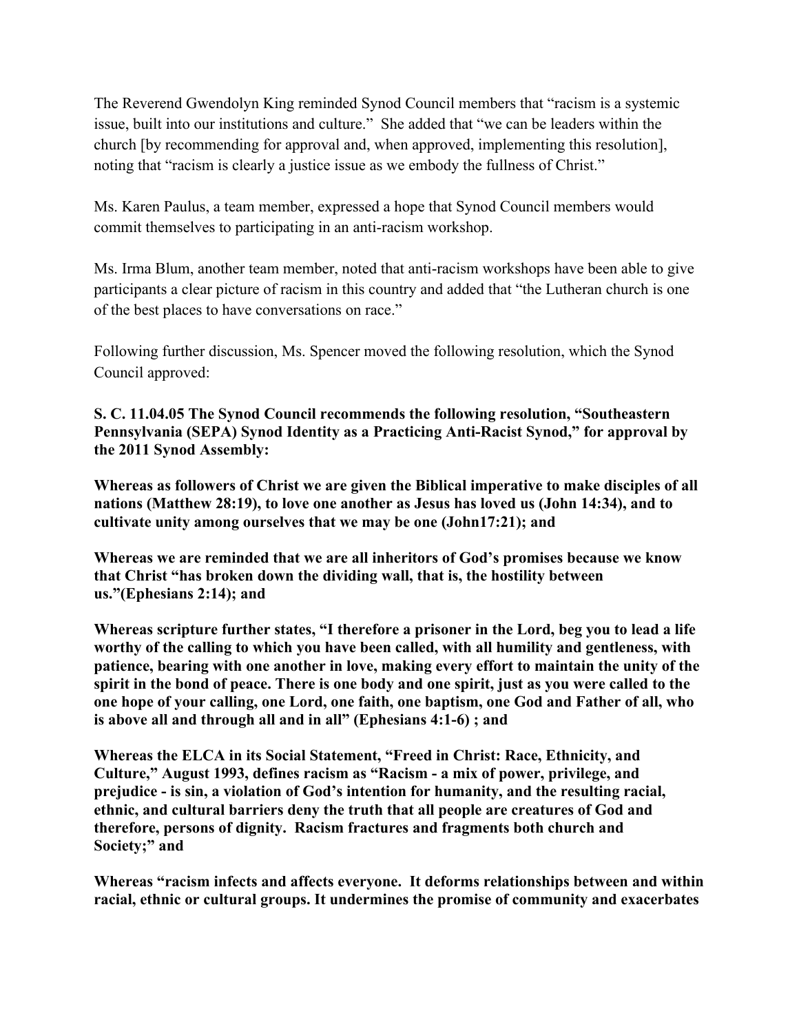The Reverend Gwendolyn King reminded Synod Council members that “racism is a systemic issue, built into our institutions and culture.” She added that “we can be leaders within the church [by recommending for approval and, when approved, implementing this resolution], noting that “racism is clearly a justice issue as we embody the fullness of Christ.”

Ms. Karen Paulus, a team member, expressed a hope that Synod Council members would commit themselves to participating in an anti-racism workshop.

Ms. Irma Blum, another team member, noted that anti-racism workshops have been able to give participants a clear picture of racism in this country and added that “the Lutheran church is one of the best places to have conversations on race.”

Following further discussion, Ms. Spencer moved the following resolution, which the Synod Council approved:

**S. C. 11.04.05 The Synod Council recommends the following resolution, “Southeastern Pennsylvania (SEPA) Synod Identity as a Practicing Anti-Racist Synod,” for approval by the 2011 Synod Assembly:**

**Whereas as followers of Christ we are given the Biblical imperative to make disciples of all nations (Matthew 28:19), to love one another as Jesus has loved us (John 14:34), and to cultivate unity among ourselves that we may be one (John17:21); and**

**Whereas we are reminded that we are all inheritors of God’s promises because we know that Christ “has broken down the dividing wall, that is, the hostility between us.”(Ephesians 2:14); and**

**Whereas scripture further states, “I therefore a prisoner in the Lord, beg you to lead a life worthy of the calling to which you have been called, with all humility and gentleness, with patience, bearing with one another in love, making every effort to maintain the unity of the spirit in the bond of peace. There is one body and one spirit, just as you were called to the one hope of your calling, one Lord, one faith, one baptism, one God and Father of all, who is above all and through all and in all” (Ephesians 4:1-6) ; and**

**Whereas the ELCA in its Social Statement, “Freed in Christ: Race, Ethnicity, and Culture,” August 1993, defines racism as “Racism - a mix of power, privilege, and prejudice - is sin, a violation of God’s intention for humanity, and the resulting racial, ethnic, and cultural barriers deny the truth that all people are creatures of God and therefore, persons of dignity. Racism fractures and fragments both church and Society;” and**

**Whereas “racism infects and affects everyone. It deforms relationships between and within racial, ethnic or cultural groups. It undermines the promise of community and exacerbates**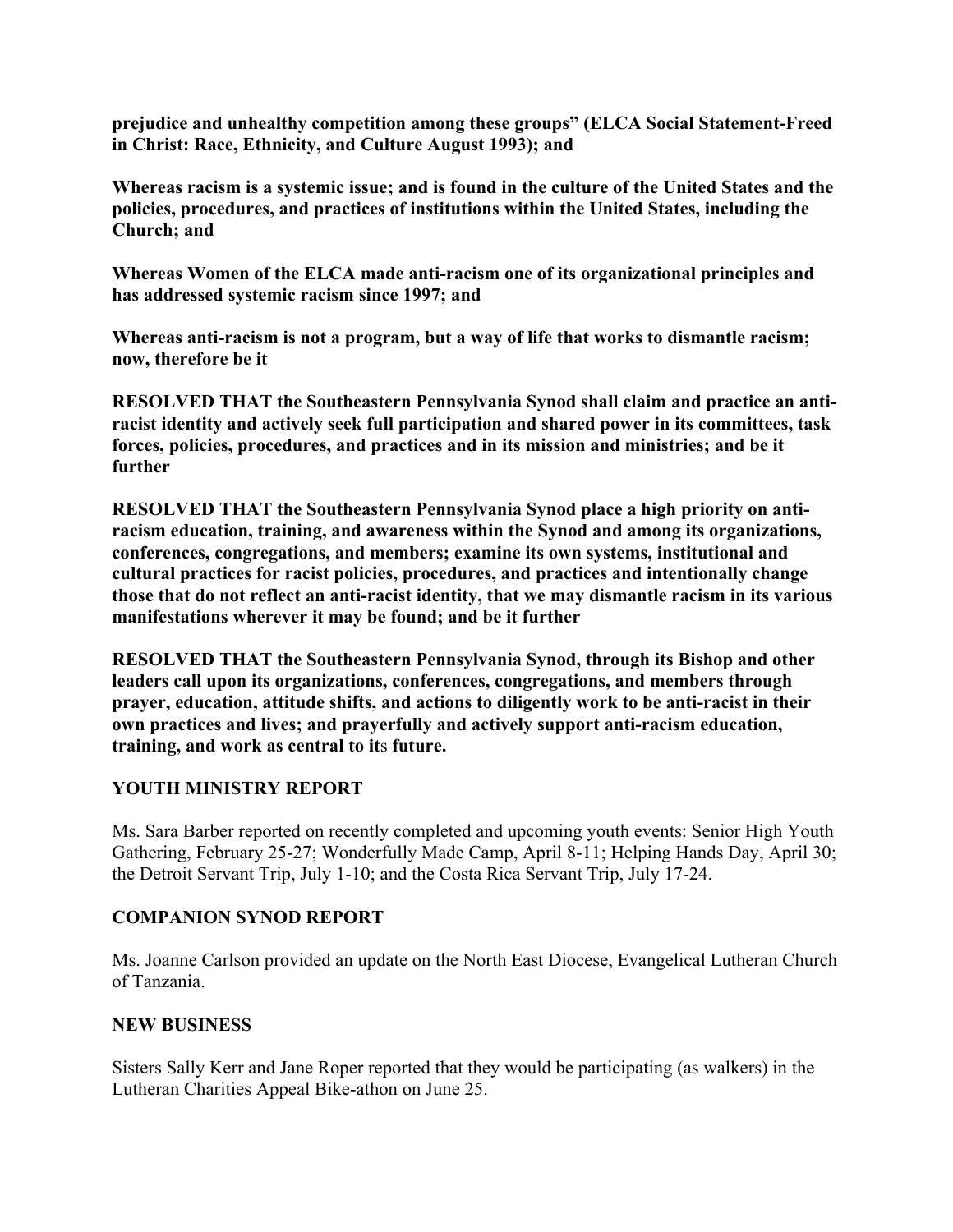**prejudice and unhealthy competition among these groups" (ELCA Social Statement-Freed in Christ: Race, Ethnicity, and Culture August 1993); and**

**Whereas racism is a systemic issue; and is found in the culture of the United States and the policies, procedures, and practices of institutions within the United States, including the Church; and**

**Whereas Women of the ELCA made anti-racism one of its organizational principles and has addressed systemic racism since 1997; and**

**Whereas anti-racism is not a program, but a way of life that works to dismantle racism; now, therefore be it**

**RESOLVED THAT the Southeastern Pennsylvania Synod shall claim and practice an anti-racist identity and actively seek full participation and shared power in its committees, task forces, policies, procedures, and practices and in its mission and ministries; and be it further**

**RESOLVED THAT the Southeastern Pennsylvania Synod place a high priority on anti-racism education, training, and awareness within the Synod and among its organizations, conferences, congregations, and members; examine its own systems, institutional and cultural practices for racist policies, procedures, and practices and intentionally change those that do not reflect an anti-racist identity, that we may dismantle racism in its various manifestations wherever it may be found; and be it further**

**RESOLVED THAT the Southeastern Pennsylvania Synod, through its Bishop and other leaders call upon its organizations, conferences, congregations, and members through prayer, education, attitude shifts, and actions to diligently work to be anti-racist in their own practices and lives; and prayerfully and actively support anti-racism education, training, and work as central to its future.**

## YOUTH MINISTRY REPORT

Ms. Sara Barber reported on recently completed and upcoming youth events: Senior High Youth Gathering, February 25-27; Wonderfully Made Camp, April 8-11; Helping Hands Day, April 30; the Detroit Servant Trip, July 1-10; and the Costa Rica Servant Trip, July 17-24.

## COMPANION SYNOD REPORT

Ms. Joanne Carlson provided an update on the North East Diocese, Evangelical Lutheran Church of Tanzania.

## NEW BUSINESS

Sisters Sally Kerr and Jane Roper reported that they would be participating (as walkers) in the Lutheran Charities Appeal Bike-athon on June 25.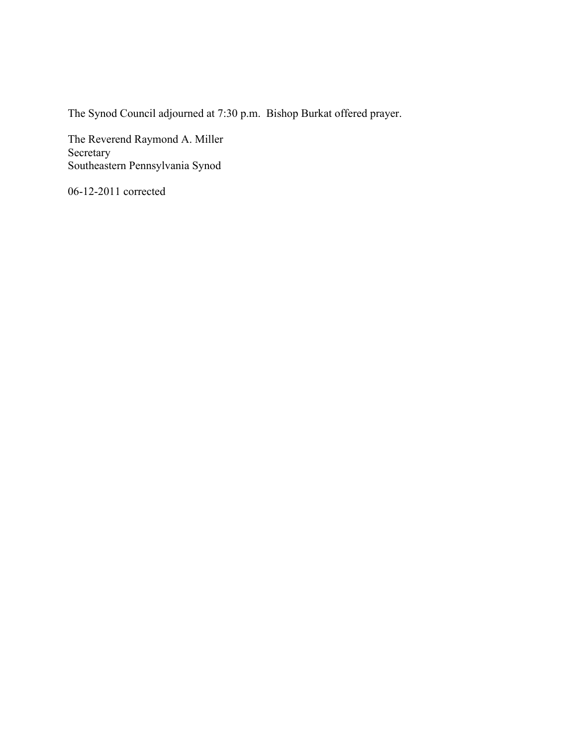The Synod Council adjourned at 7:30 p.m.  Bishop Burkat offered prayer.

The Reverend Raymond A. Miller
Secretary
Southeastern Pennsylvania Synod

06-12-2011 corrected